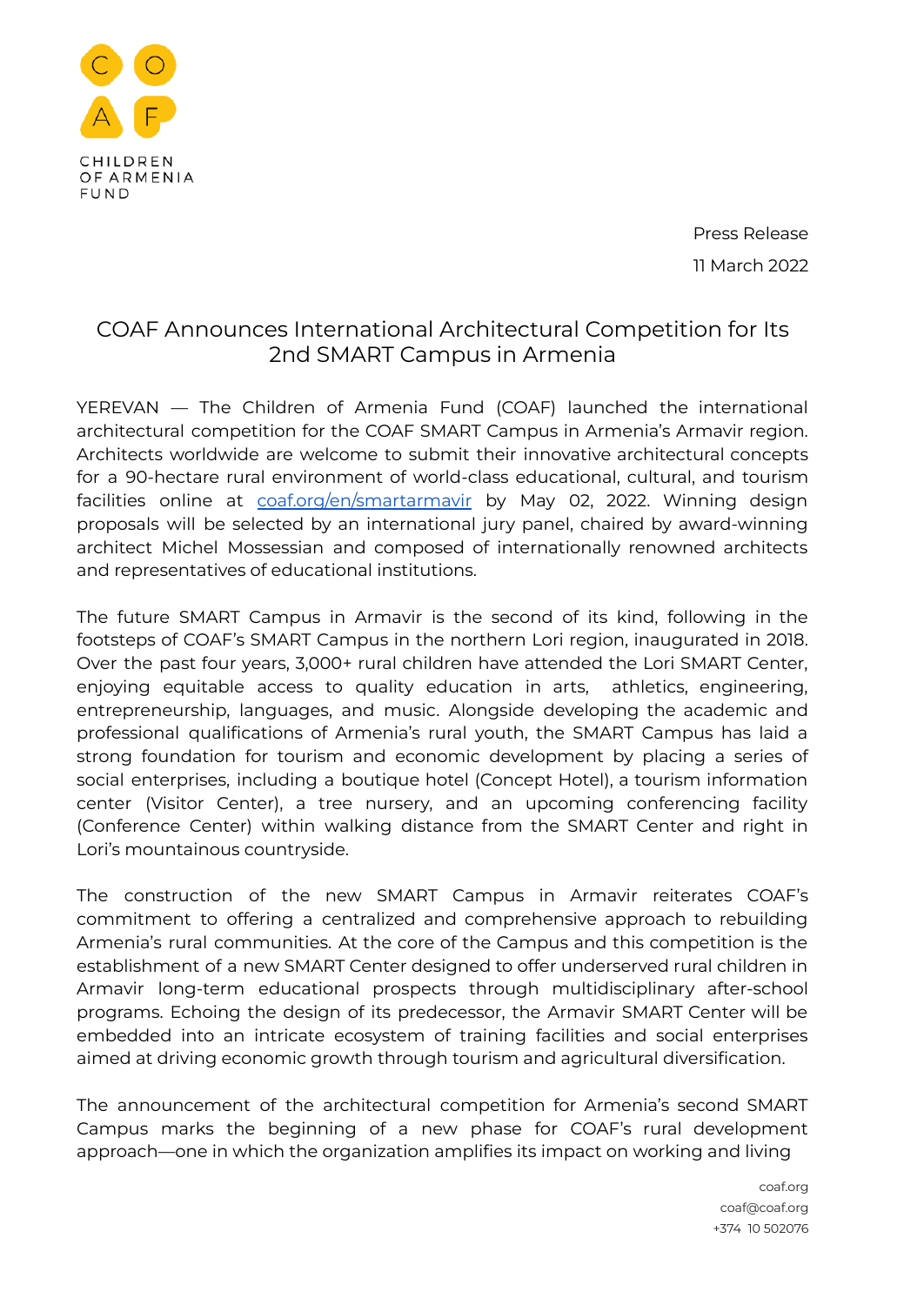CHILDREN OF ARMENIA FUND

Press Release

11 March 2022

# COAF Announces International Architectural Competition for Its 2nd SMART Campus in Armenia

YEREVAN — The Children of Armenia Fund (COAF) launched the international architectural competition for the COAF SMART Campus in Armenia's Armavir region. Architects worldwide are welcome to submit their innovative architectural concepts for a 90-hectare rural environment of world-class educational, cultural, and tourism facilities online at [coaf.org/en/smartarmavir](coaf.org/en/smartarmavir) by May 02, 2022. Winning design proposals will be selected by an international jury panel, chaired by award-winning architect Michel Mossessian and composed of internationally renowned architects and representatives of educational institutions.

The future SMART Campus in Armavir is the second of its kind, following in the footsteps of COAF's SMART Campus in the northern Lori region, inaugurated in 2018. Over the past four years, 3,000+ rural children have attended the Lori SMART Center, enjoying equitable access to quality education in arts, athletics, engineering, entrepreneurship, languages, and music. Alongside developing the academic and professional qualifications of Armenia's rural youth, the SMART Campus has laid a strong foundation for tourism and economic development by placing a series of social enterprises, including a boutique hotel (Concept Hotel), a tourism information center (Visitor Center), a tree nursery, and an upcoming conferencing facility (Conference Center) within walking distance from the SMART Center and right in Lori's mountainous countryside.

The construction of the new SMART Campus in Armavir reiterates COAF's commitment to offering a centralized and comprehensive approach to rebuilding Armenia's rural communities. At the core of the Campus and this competition is the establishment of a new SMART Center designed to offer underserved rural children in Armavir long-term educational prospects through multidisciplinary after-school programs. Echoing the design of its predecessor, the Armavir SMART Center will be embedded into an intricate ecosystem of training facilities and social enterprises aimed at driving economic growth through tourism and agricultural diversification.

The announcement of the architectural competition for Armenia's second SMART Campus marks the beginning of a new phase for COAF's rural development approach—one in which the organization amplifies its impact on working and living

coaf.org
coaf@coaf.org
+374 10 502076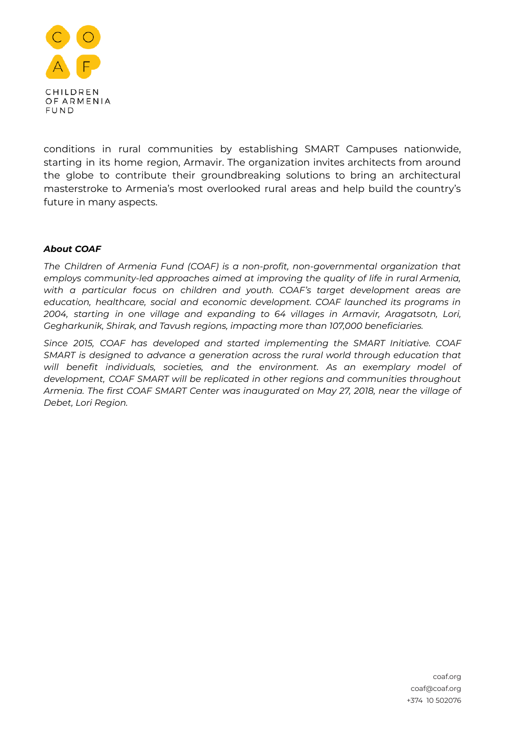conditions in rural communities by establishing SMART Campuses nationwide, starting in its home region, Armavir. The organization invites architects from around the globe to contribute their groundbreaking solutions to bring an architectural masterstroke to Armenia's most overlooked rural areas and help build the country's future in many aspects.

***About COAF***

*The Children of Armenia Fund (COAF) is a non-profit, non-governmental organization that employs community-led approaches aimed at improving the quality of life in rural Armenia, with a particular focus on children and youth. COAF's target development areas are education, healthcare, social and economic development. COAF launched its programs in 2004, starting in one village and expanding to 64 villages in Armavir, Aragatsotn, Lori, Gegharkunik, Shirak, and Tavush regions, impacting more than 107,000 beneficiaries.*

*Since 2015, COAF has developed and started implementing the SMART Initiative. COAF SMART is designed to advance a generation across the rural world through education that will benefit individuals, societies, and the environment. As an exemplary model of development, COAF SMART will be replicated in other regions and communities throughout Armenia. The first COAF SMART Center was inaugurated on May 27, 2018, near the village of Debet, Lori Region.*